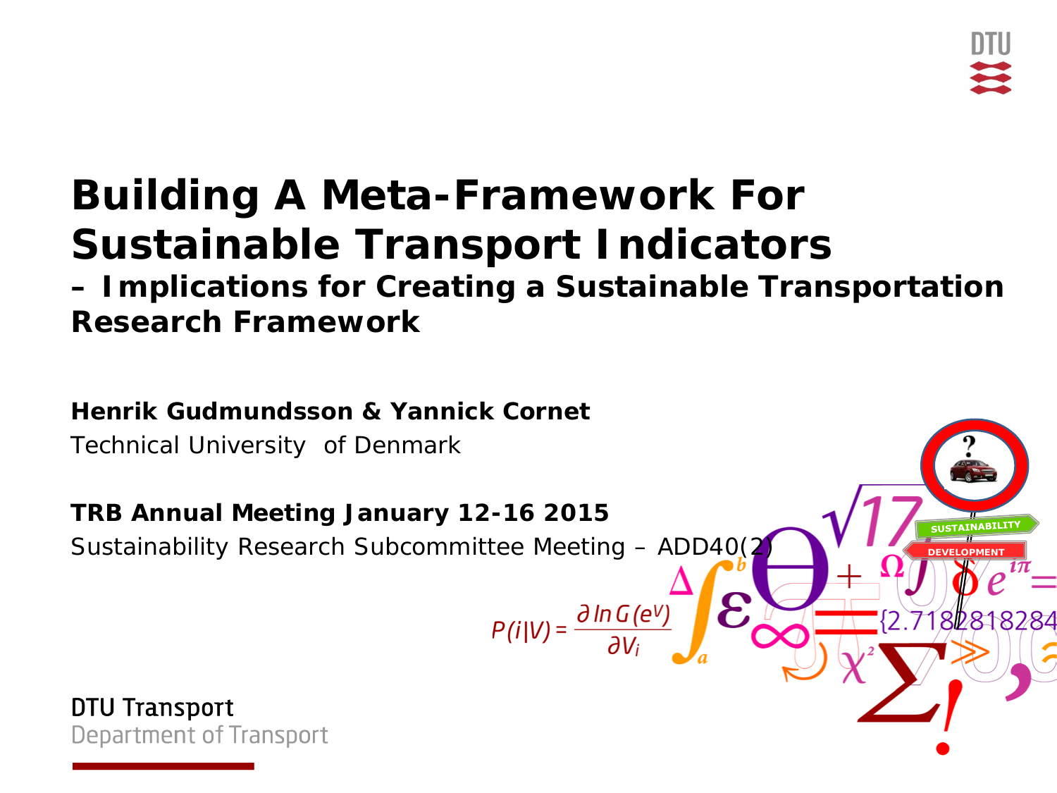# Building A Meta-Framework For Sustainable Transport Indicators

## – Implications for Creating a Sustainable Transportation Research Framework

**Henrik Gudmundsson & Yannick Cornet**

Technical University of Denmark

**TRB Annual Meeting January 12-16 2015**

Sustainability Research Subcommittee Meeting – ADD40(2)

DTU Transport

Department of Transport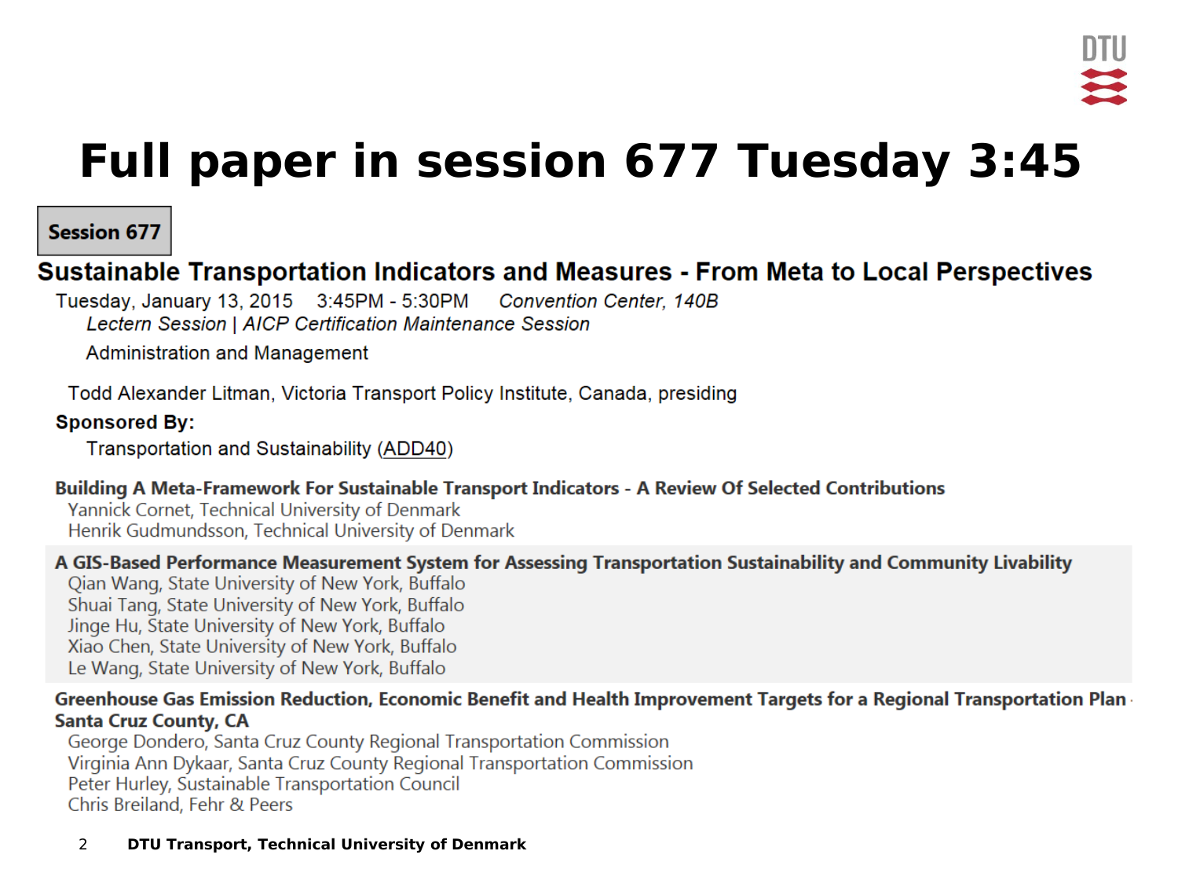# Full paper in session 677 Tuesday 3:45

**Session 677**

## Sustainable Transportation Indicators and Measures - From Meta to Local Perspectives

Tuesday, January 13, 2015  3:45PM - 5:30PM  *Convention Center, 140B*

*Lectern Session | AICP Certification Maintenance Session*

Administration and Management

Todd Alexander Litman, Victoria Transport Policy Institute, Canada, presiding

**Sponsored By:**

Transportation and Sustainability (ADD40)

**Building A Meta-Framework For Sustainable Transport Indicators - A Review Of Selected Contributions**
Yannick Cornet, Technical University of Denmark
Henrik Gudmundsson, Technical University of Denmark

**A GIS-Based Performance Measurement System for Assessing Transportation Sustainability and Community Livability**
Qian Wang, State University of New York, Buffalo
Shuai Tang, State University of New York, Buffalo
Jinge Hu, State University of New York, Buffalo
Xiao Chen, State University of New York, Buffalo
Le Wang, State University of New York, Buffalo

**Greenhouse Gas Emission Reduction, Economic Benefit and Health Improvement Targets for a Regional Transportation Plan - Santa Cruz County, CA**
George Dondero, Santa Cruz County Regional Transportation Commission
Virginia Ann Dykaar, Santa Cruz County Regional Transportation Commission
Peter Hurley, Sustainable Transportation Council
Chris Breiland, Fehr & Peers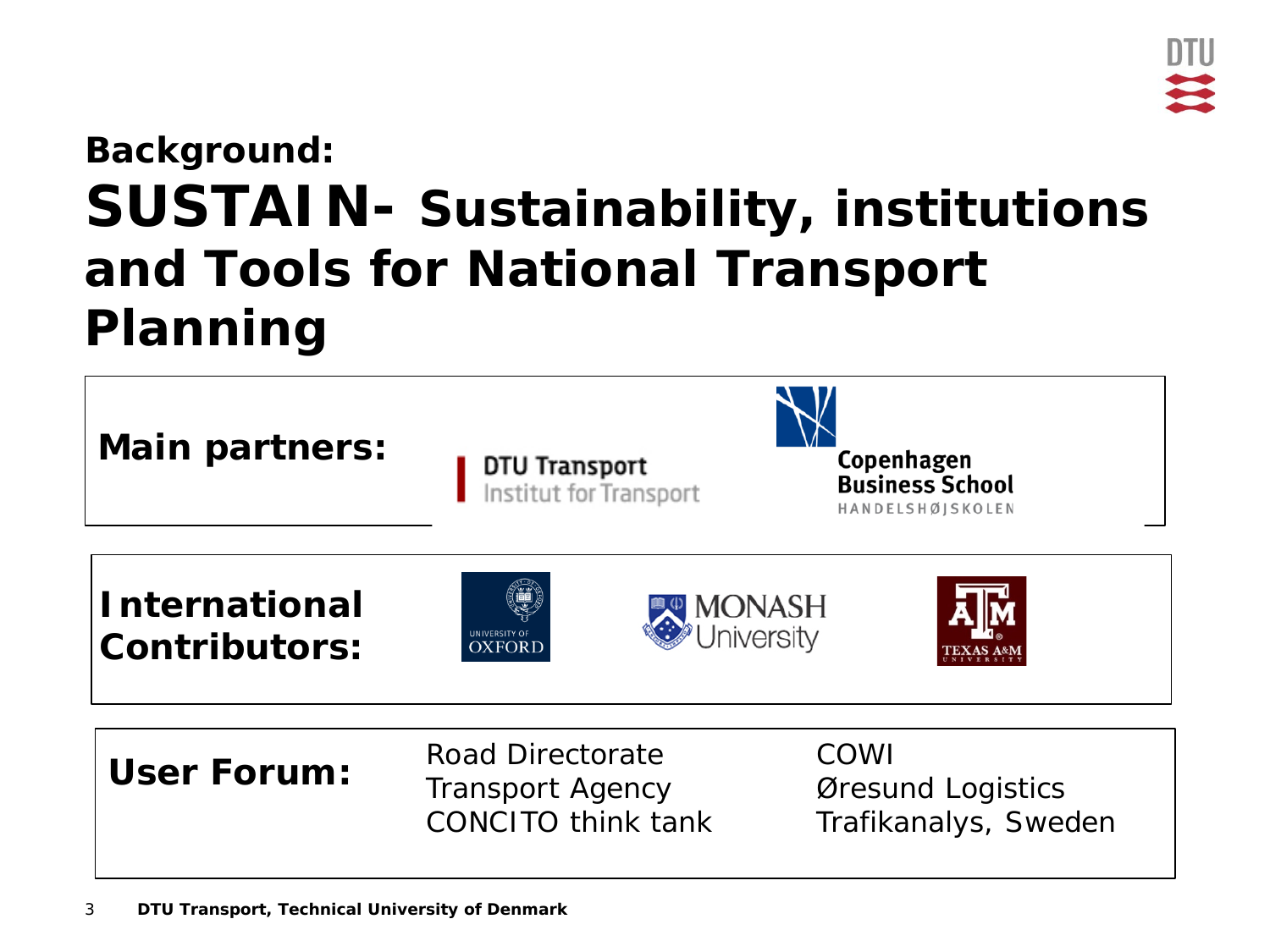# Background:

# SUSTAIN- Sustainability, institutions and Tools for National Transport Planning

**Main partners:**

DTU Transport
Institut for Transport

Copenhagen Business School
HANDELSHØJSKOLEN

**International Contributors:**

UNIVERSITY OF OXFORD

MONASH University

TEXAS A&M UNIVERSITY

**User Forum:**

Road Directorate
Transport Agency
CONCITO think tank

COWI
Øresund Logistics
Trafikanalys, Sweden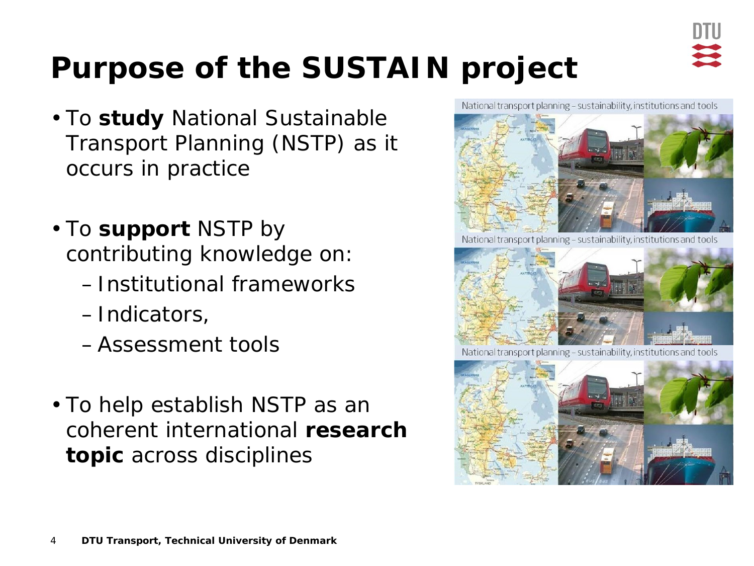# Purpose of the SUSTAIN project

- To **study** National Sustainable Transport Planning (NSTP) as it occurs in practice

- To **support** NSTP by contributing knowledge on:
  - Institutional frameworks
  - Indicators,
  - Assessment tools

- To help establish NSTP as an coherent international **research topic** across disciplines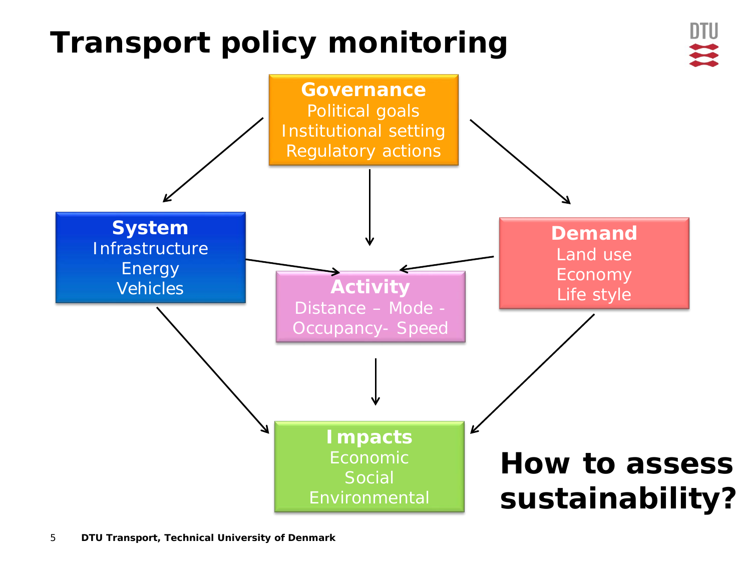# Transport policy monitoring

**Governance**
Political goals
Institutional setting
Regulatory actions

**System**
Infrastructure
Energy
Vehicles

**Activity**
Distance – Mode - Occupancy- Speed

**Demand**
Land use
Economy
Life style

**Impacts**
Economic
Social
Environmental

**How to assess sustainability?**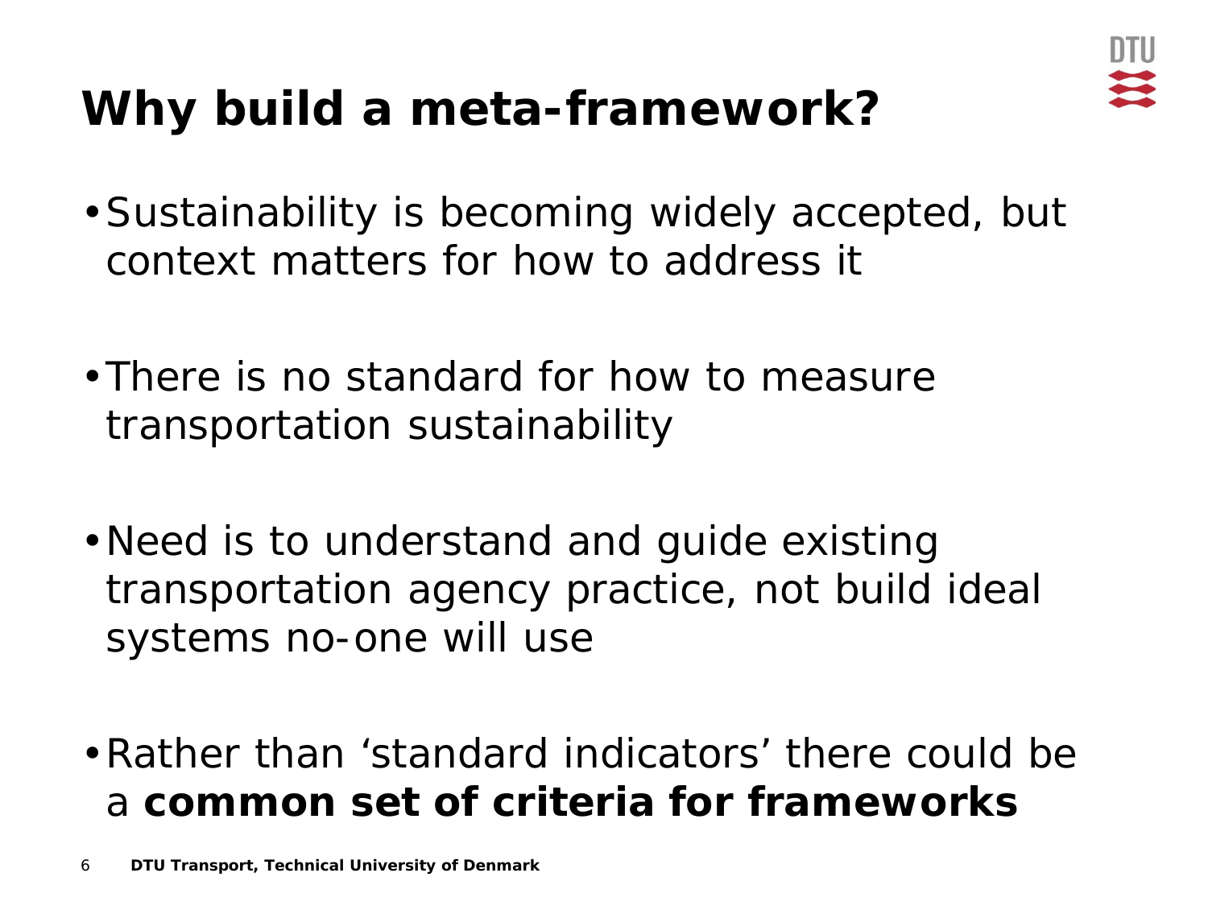# Why build a meta-framework?

- Sustainability is becoming widely accepted, but context matters for how to address it

- There is no standard for how to measure transportation sustainability

- Need is to understand and guide existing transportation agency practice, not build ideal systems no-one will use

- Rather than ‘standard indicators’ there could be a **common set of criteria for frameworks**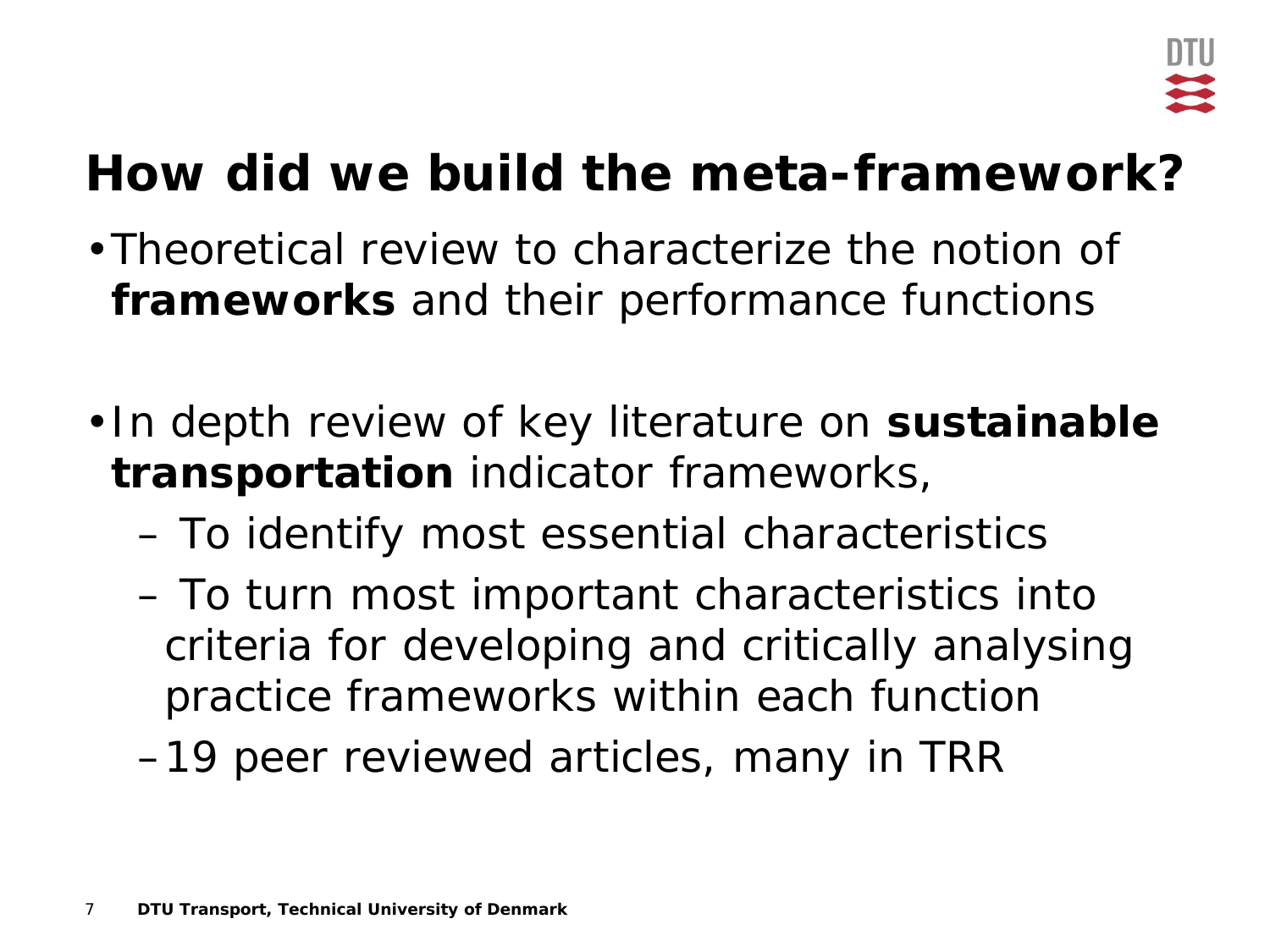# How did we build the meta-framework?

- Theoretical review to characterize the notion of **frameworks** and their performance functions

- In depth review of key literature on **sustainable transportation** indicator frameworks,
  - To identify most essential characteristics
  - To turn most important characteristics into criteria for developing and critically analysing practice frameworks within each function
  - 19 peer reviewed articles, many in TRR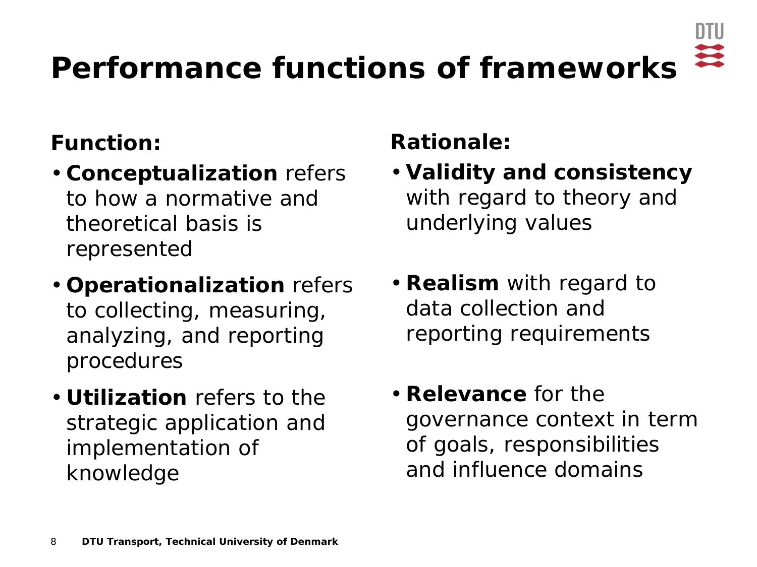# Performance functions of frameworks

**Function:**

- **Conceptualization** refers to how a normative and theoretical basis is represented
- **Operationalization** refers to collecting, measuring, analyzing, and reporting procedures
- **Utilization** refers to the strategic application and implementation of knowledge

**Rationale:**

- **Validity and consistency** with regard to theory and underlying values
- **Realism** with regard to data collection and reporting requirements
- **Relevance** for the governance context in term of goals, responsibilities and influence domains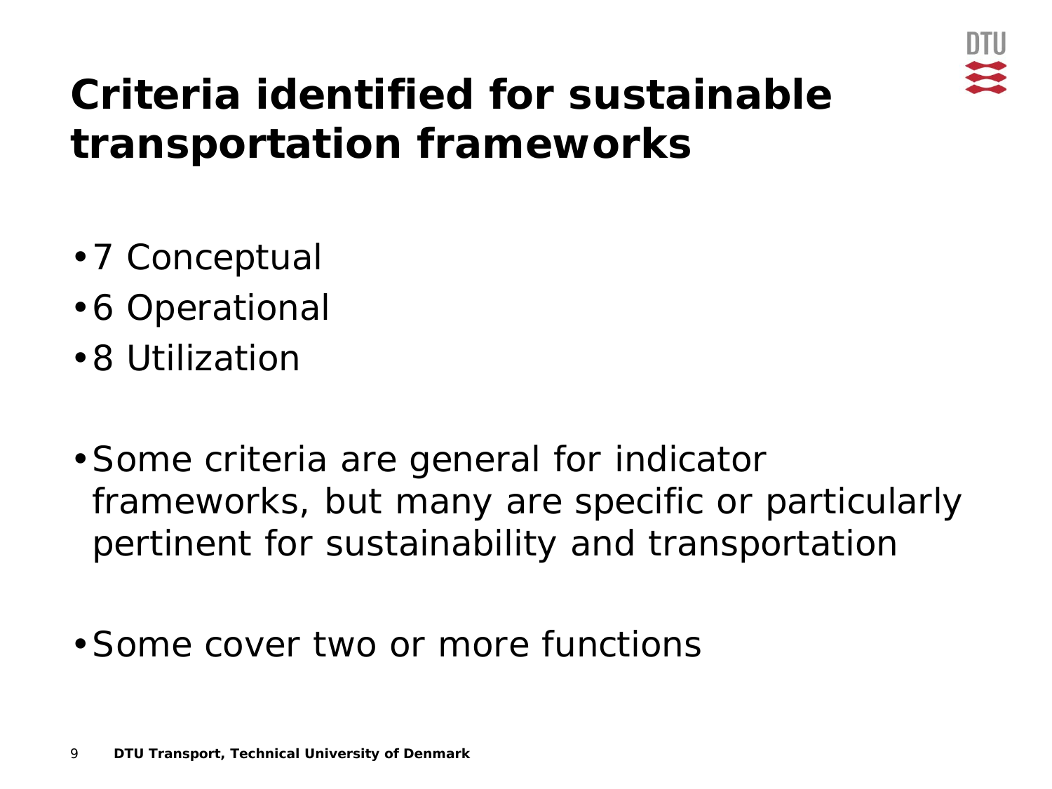# Criteria identified for sustainable transportation frameworks

- 7 Conceptual
- 6 Operational
- 8 Utilization

- Some criteria are general for indicator frameworks, but many are specific or particularly pertinent for sustainability and transportation

- Some cover two or more functions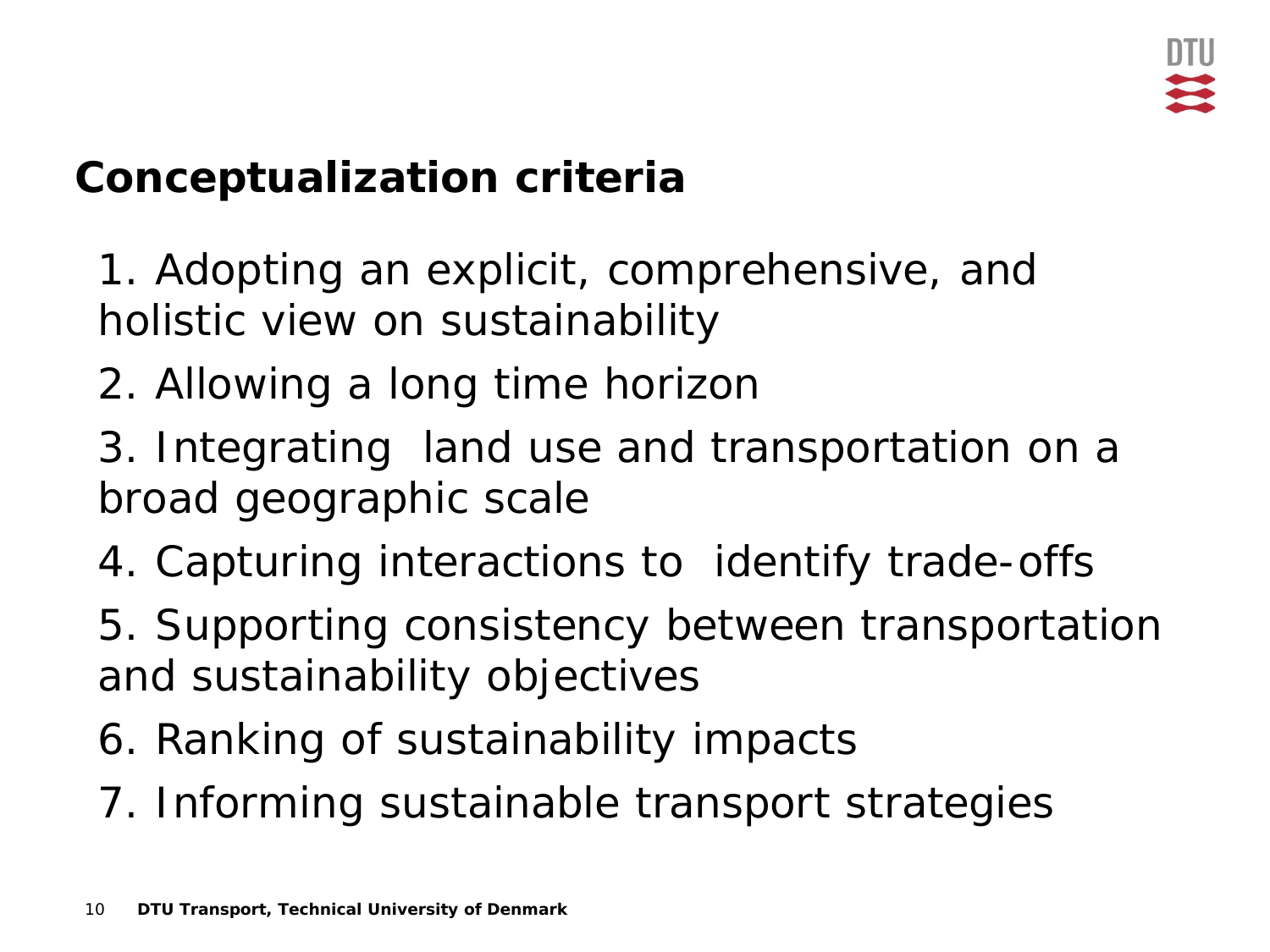# Conceptualization criteria

1. Adopting an explicit, comprehensive, and holistic view on sustainability
2. Allowing a long time horizon
3. Integrating land use and transportation on a broad geographic scale
4. Capturing interactions to identify trade-offs
5. Supporting consistency between transportation and sustainability objectives
6. Ranking of sustainability impacts
7. Informing sustainable transport strategies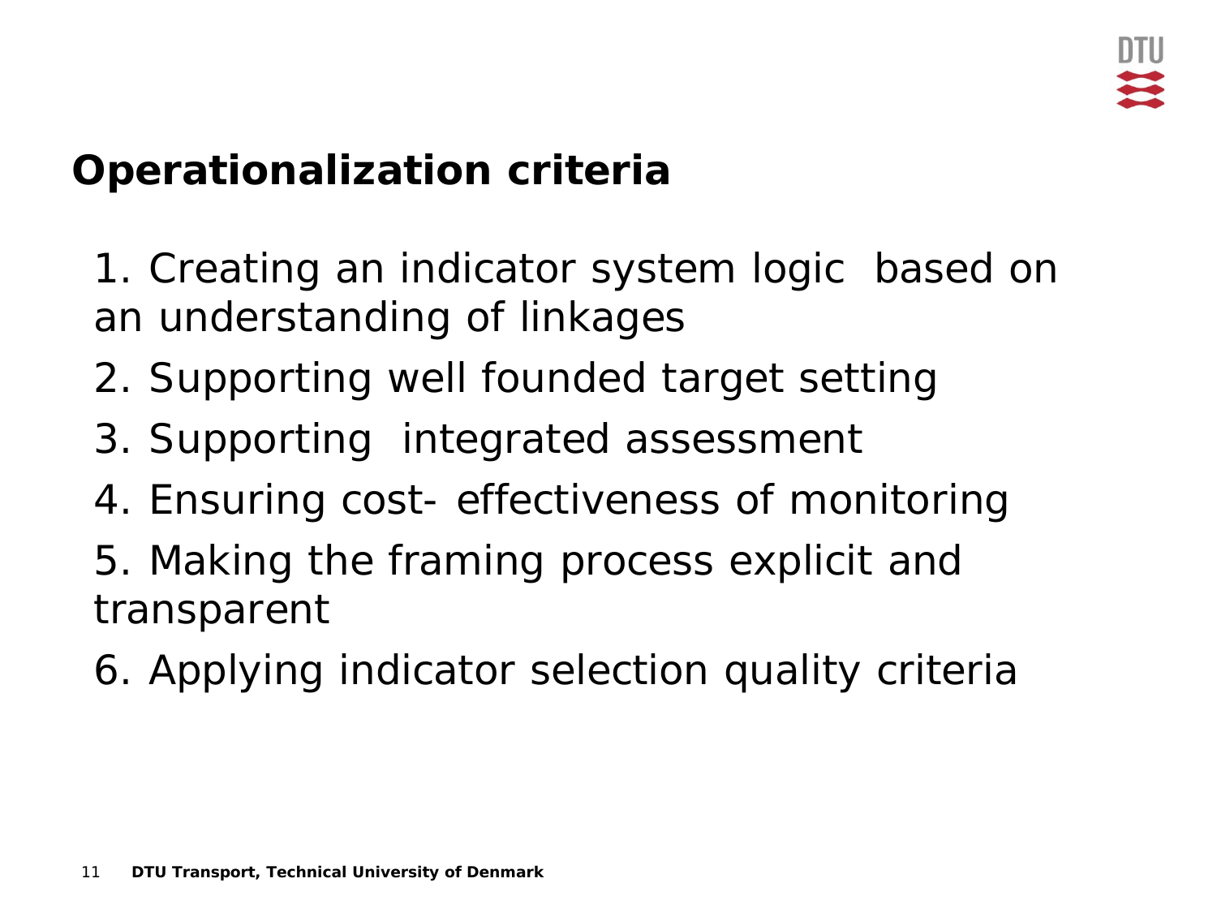## Operationalization criteria

1. Creating an indicator system logic based on an understanding of linkages
2. Supporting well founded target setting
3. Supporting integrated assessment
4. Ensuring cost- effectiveness of monitoring
5. Making the framing process explicit and transparent
6. Applying indicator selection quality criteria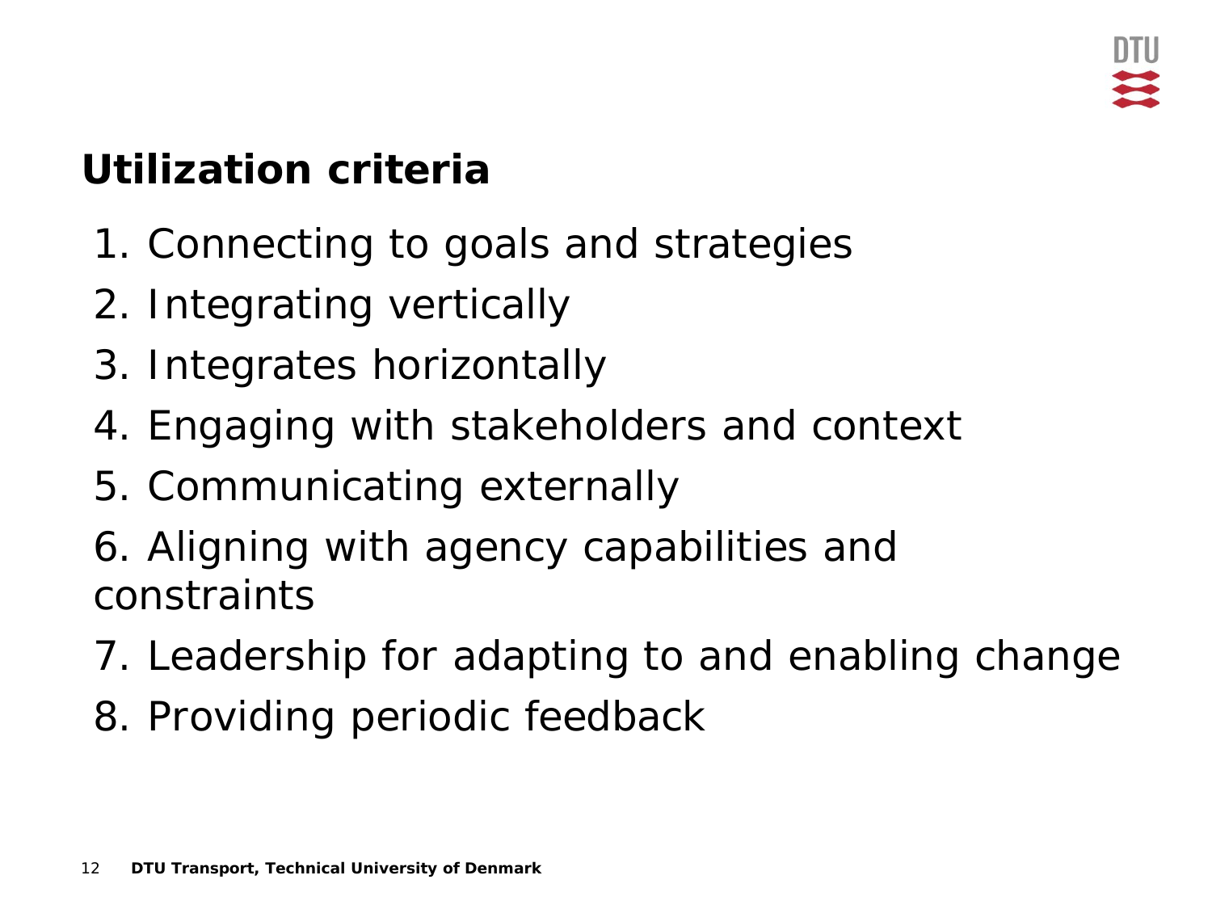## Utilization criteria

1. Connecting to goals and strategies
2. Integrating vertically
3. Integrates horizontally
4. Engaging with stakeholders and context
5. Communicating externally
6. Aligning with agency capabilities and constraints
7. Leadership for adapting to and enabling change
8. Providing periodic feedback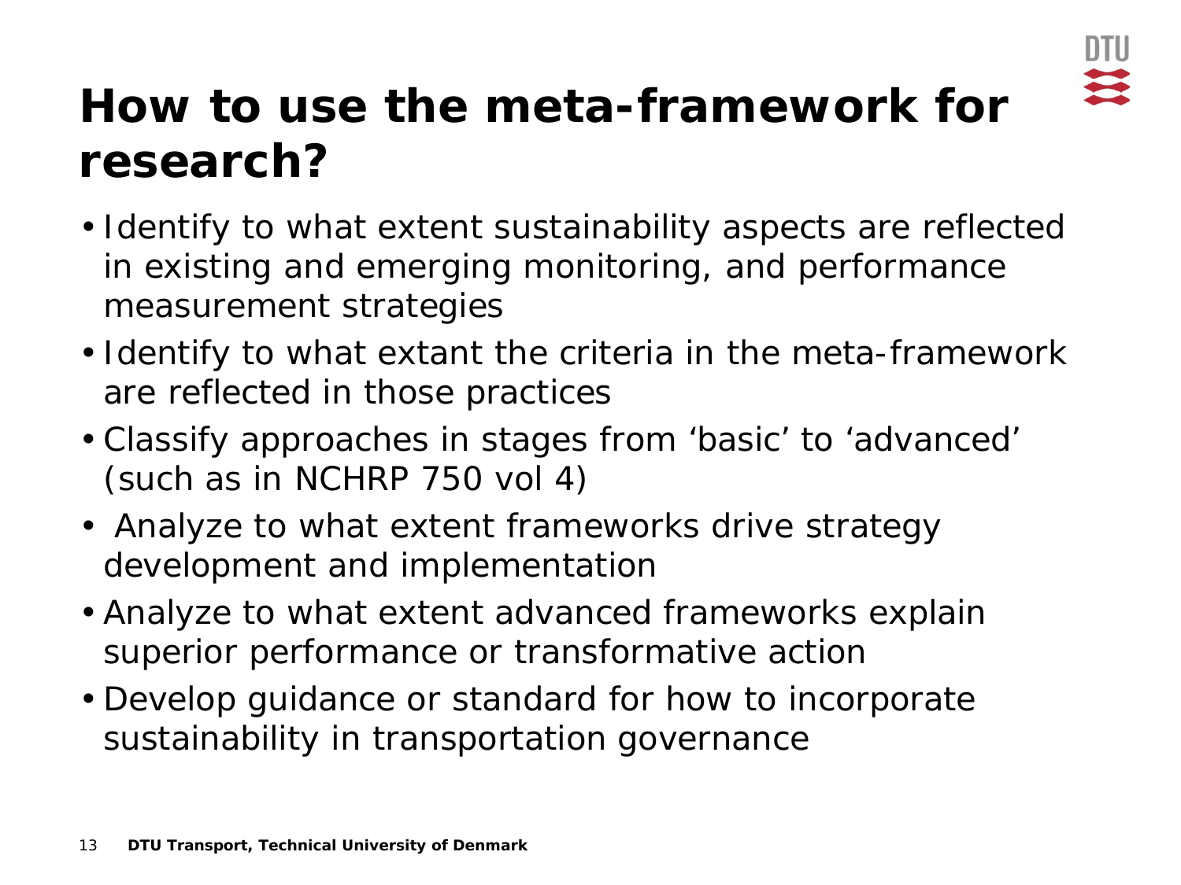# How to use the meta-framework for research?

- Identify to what extent sustainability aspects are reflected in existing and emerging monitoring, and performance measurement strategies
- Identify to what extant the criteria in the meta-framework are reflected in those practices
- Classify approaches in stages from ‘basic’ to ‘advanced’ (such as in NCHRP 750 vol 4)
- Analyze to what extent frameworks drive strategy development and implementation
- Analyze to what extent advanced frameworks explain superior performance or transformative action
- Develop guidance or standard for how to incorporate sustainability in transportation governance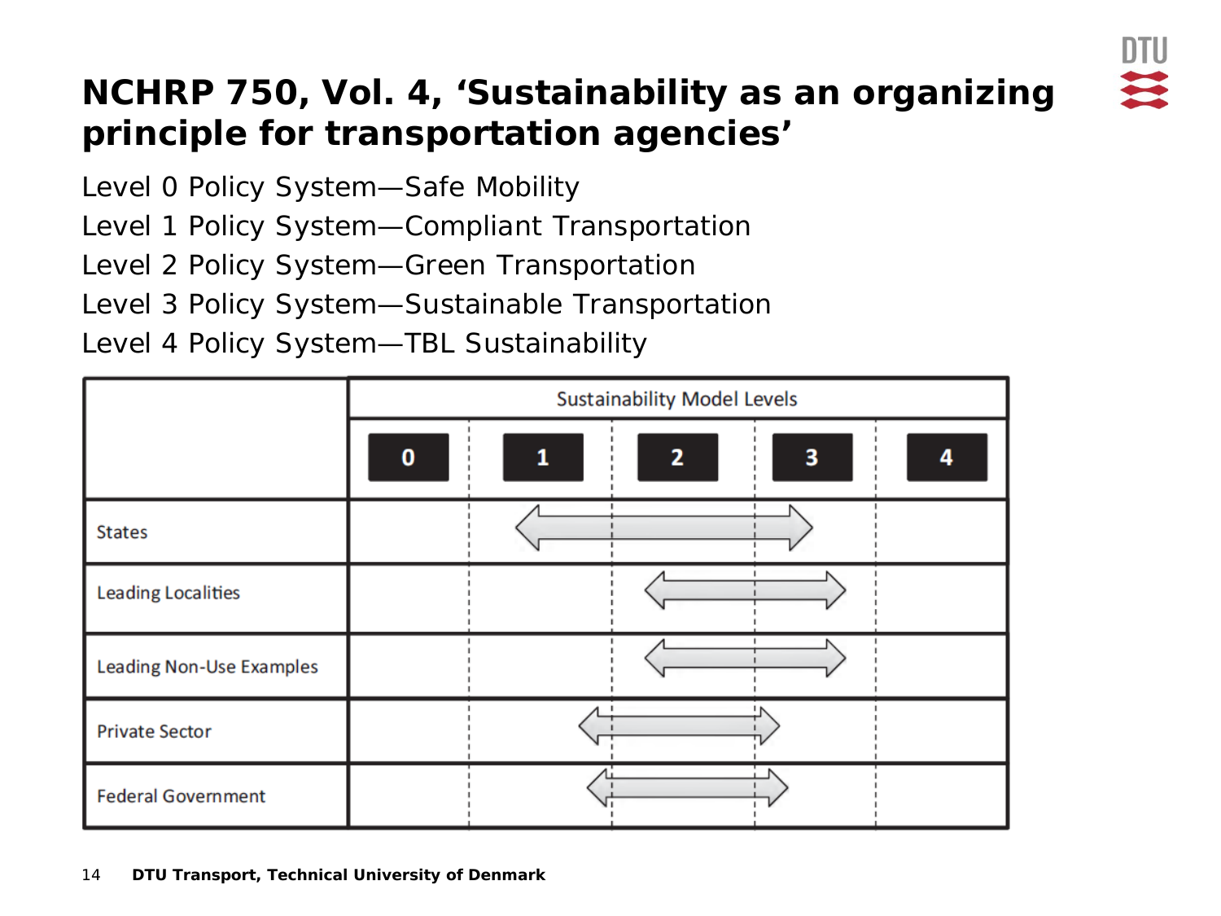# NCHRP 750, Vol. 4, 'Sustainability as an organizing principle for transportation agencies'

Level 0 Policy System—Safe Mobility

Level 1 Policy System—Compliant Transportation

Level 2 Policy System—Green Transportation

Level 3 Policy System—Sustainable Transportation

Level 4 Policy System—TBL Sustainability

| | Sustainability Model Levels | | | | |
|---|---|---|---|---|---|
| | 0 | 1 | 2 | 3 | 4 |
| States | | ⟷ | ⟷ | ⟷ | |
| Leading Localities | | | ⟷ | ⟷ | |
| Leading Non-Use Examples | | | ⟷ | ⟷ | |
| Private Sector | | ⟷ | ⟷ | ⟷ | |
| Federal Government | | ⟷ | ⟷ | ⟷ | |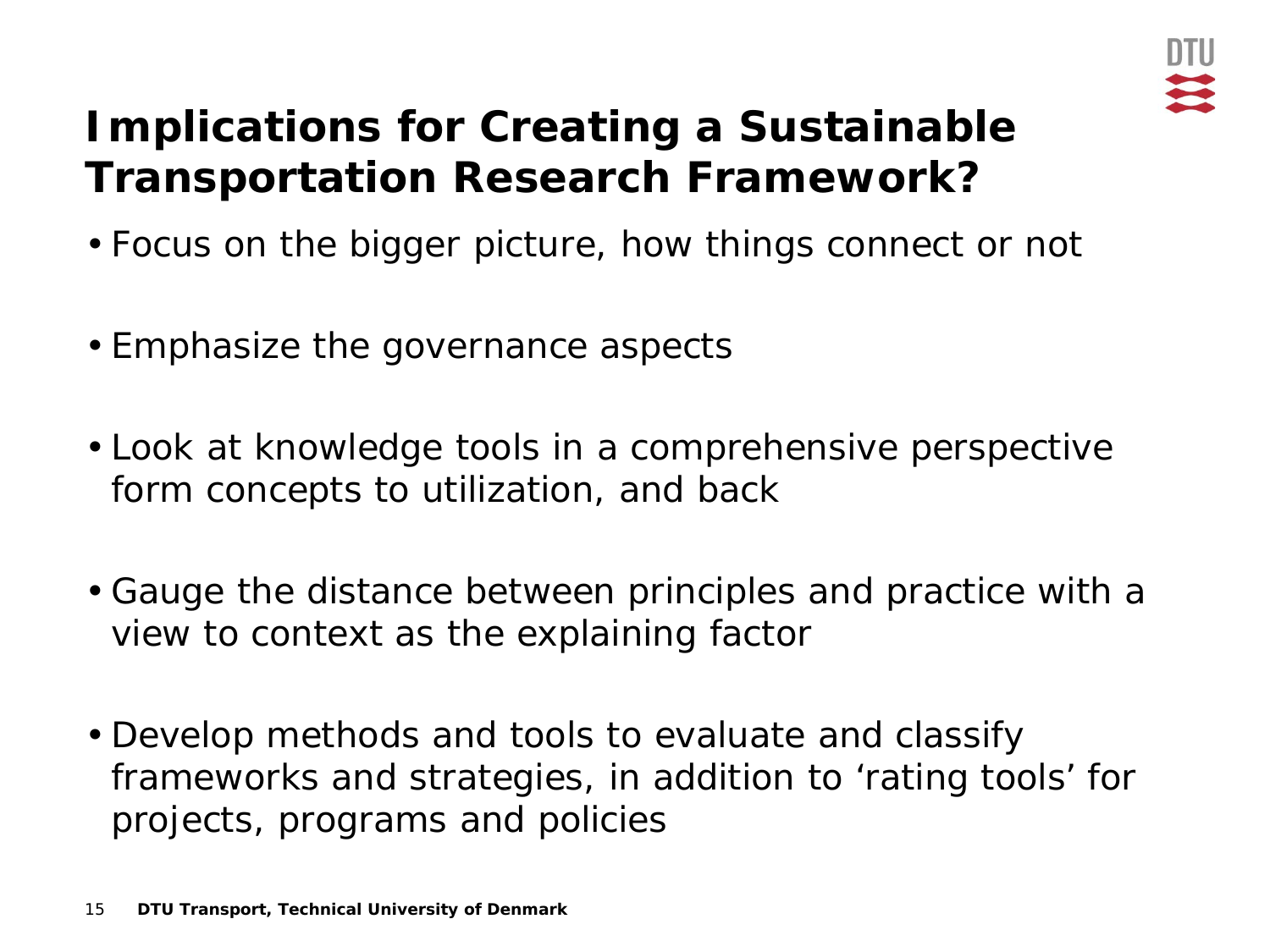# Implications for Creating a Sustainable Transportation Research Framework?

- Focus on the bigger picture, how things connect or not
- Emphasize the governance aspects
- Look at knowledge tools in a comprehensive perspective form concepts to utilization, and back
- Gauge the distance between principles and practice with a view to context as the explaining factor
- Develop methods and tools to evaluate and classify frameworks and strategies, in addition to 'rating tools' for projects, programs and policies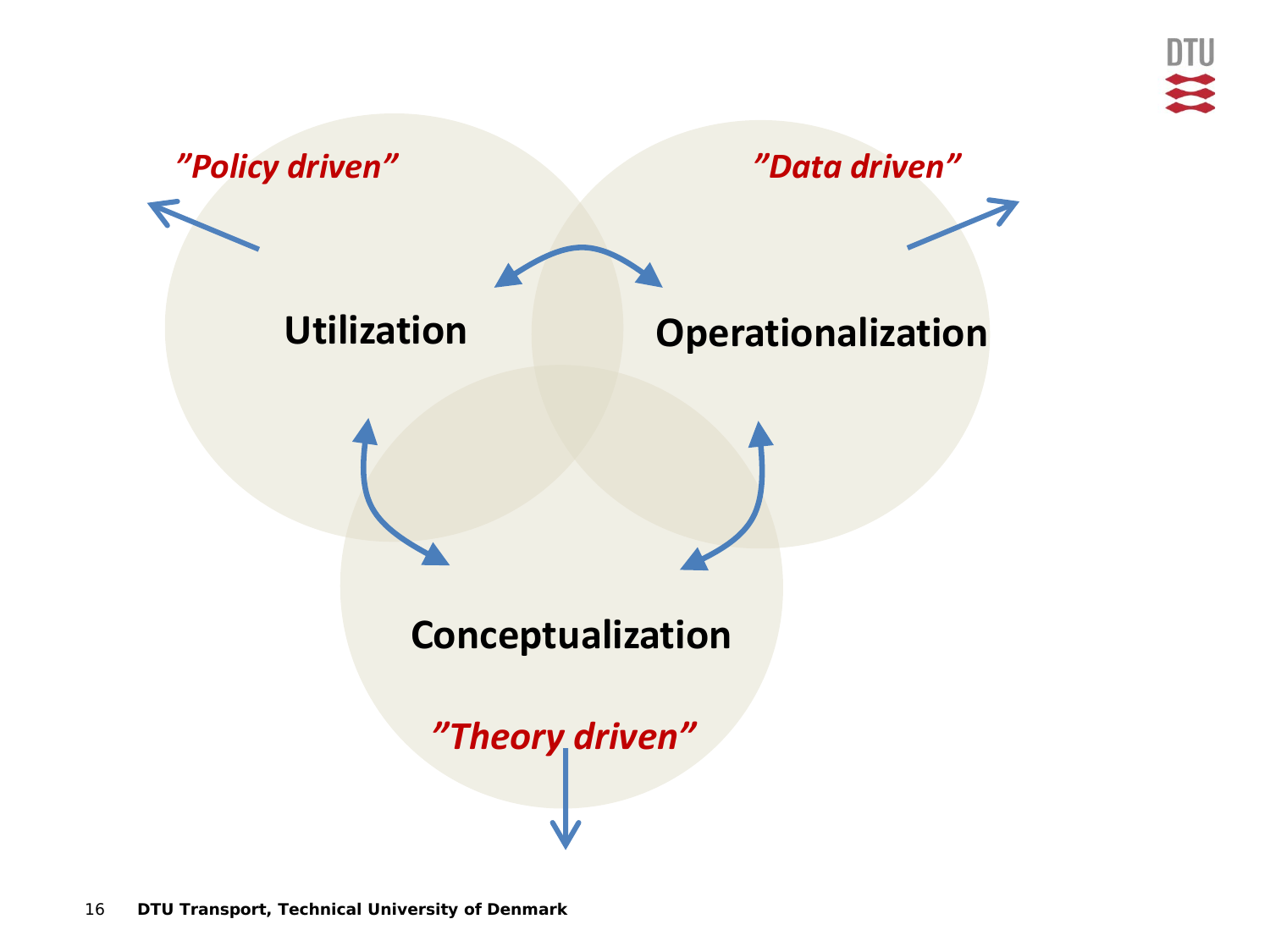*"Policy driven"*

*"Data driven"*

**Utilization**

**Operationalization**

**Conceptualization**

*"Theory driven"*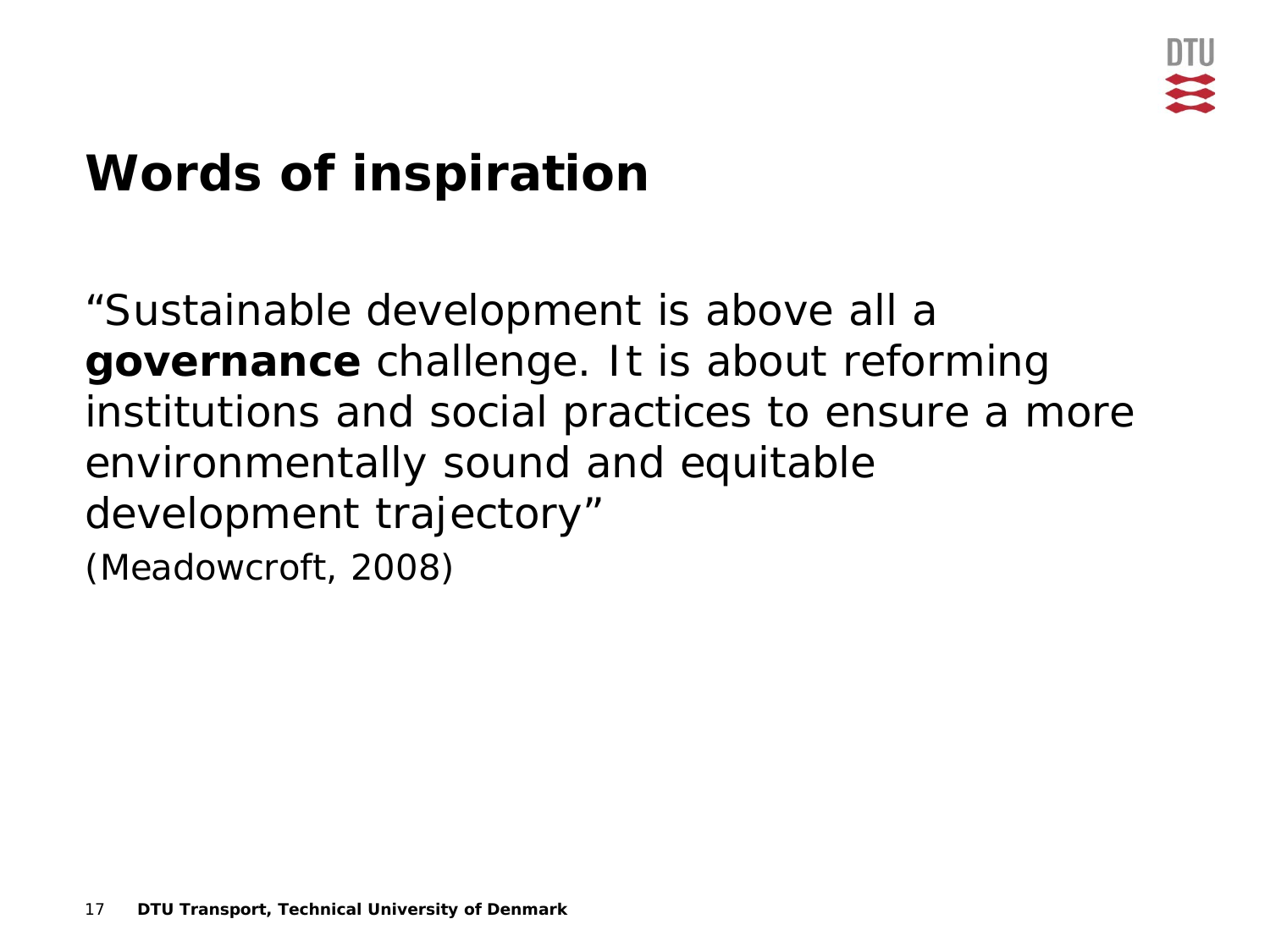# Words of inspiration

"Sustainable development is above all a **governance** challenge. It is about reforming institutions and social practices to ensure a more environmentally sound and equitable development trajectory"

(Meadowcroft, 2008)